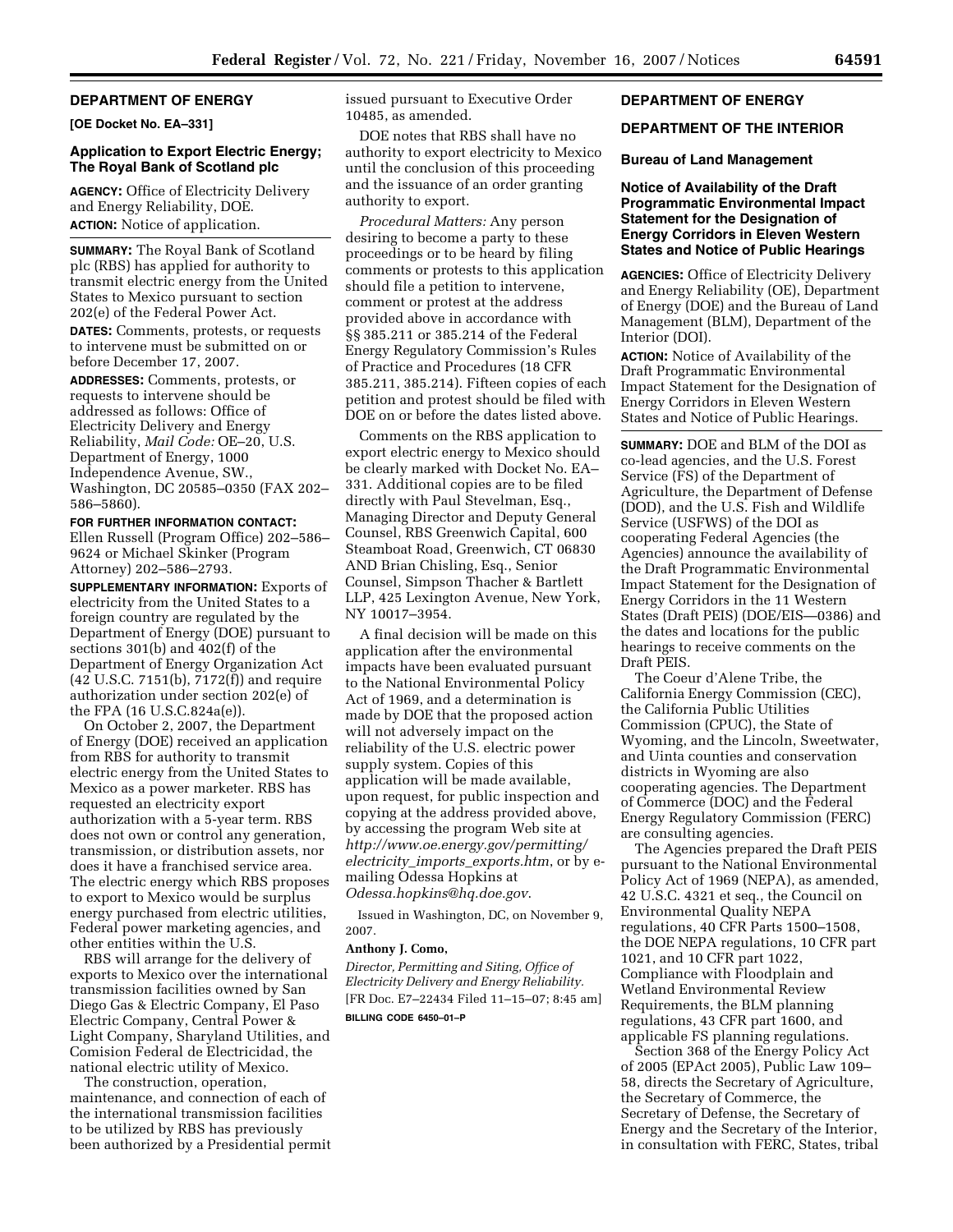## DEPARTMENT OF ENERGY

**[OE Docket No. EA–331]**

### Application to Export Electric Energy; The Royal Bank of Scotland plc

**AGENCY:** Office of Electricity Delivery and Energy Reliability, DOE.

**ACTION:** Notice of application.

---

**SUMMARY:** The Royal Bank of Scotland plc (RBS) has applied for authority to transmit electric energy from the United States to Mexico pursuant to section 202(e) of the Federal Power Act.

**DATES:** Comments, protests, or requests to intervene must be submitted on or before December 17, 2007.

**ADDRESSES:** Comments, protests, or requests to intervene should be addressed as follows: Office of Electricity Delivery and Energy Reliability, *Mail Code:* OE–20, U.S. Department of Energy, 1000 Independence Avenue, SW., Washington, DC 20585–0350 (FAX 202–586–5860).

**FOR FURTHER INFORMATION CONTACT:** Ellen Russell (Program Office) 202–586–9624 or Michael Skinker (Program Attorney) 202–586–2793.

**SUPPLEMENTARY INFORMATION:** Exports of electricity from the United States to a foreign country are regulated by the Department of Energy (DOE) pursuant to sections 301(b) and 402(f) of the Department of Energy Organization Act (42 U.S.C. 7151(b), 7172(f)) and require authorization under section 202(e) of the FPA (16 U.S.C.824a(e)).

On October 2, 2007, the Department of Energy (DOE) received an application from RBS for authority to transmit electric energy from the United States to Mexico as a power marketer. RBS has requested an electricity export authorization with a 5-year term. RBS does not own or control any generation, transmission, or distribution assets, nor does it have a franchised service area. The electric energy which RBS proposes to export to Mexico would be surplus energy purchased from electric utilities, Federal power marketing agencies, and other entities within the U.S.

RBS will arrange for the delivery of exports to Mexico over the international transmission facilities owned by San Diego Gas & Electric Company, El Paso Electric Company, Central Power & Light Company, Sharyland Utilities, and Comision Federal de Electricidad, the national electric utility of Mexico.

The construction, maintenance, and connection of each of the international transmission facilities to be utilized by RBS has previously been authorized by a Presidential permit issued pursuant to Executive Order 10485, as amended.

DOE notes that RBS shall have no authority to export electricity to Mexico until the conclusion of this proceeding and the issuance of an order granting authority to export.

*Procedural Matters:* Any person desiring to become a party to these proceedings or to be heard by filing comments or protests to this application should file a petition to intervene, comment or protest at the address provided above in accordance with §§ 385.211 or 385.214 of the Federal Energy Regulatory Commission's Rules of Practice and Procedures (18 CFR 385.211, 385.214). Fifteen copies of each petition and protest should be filed with DOE on or before the dates listed above.

Comments on the RBS application to export electric energy to Mexico should be clearly marked with Docket No. EA–331. Additional copies are to be filed directly with Paul Stevelman, Esq., Managing Director and Deputy General Counsel, RBS Greenwich Capital, 600 Steamboat Road, Greenwich, CT 06830 AND Brian Chisling, Esq., Senior Counsel, Simpson Thacher & Bartlett LLP, 425 Lexington Avenue, New York, NY 10017–3954.

A final decision will be made on this application after the environmental impacts have been evaluated pursuant to the National Environmental Policy Act of 1969, and a determination is made by DOE that the proposed action will not adversely impact on the reliability of the U.S. electric power supply system. Copies of this application will be made available, upon request, for public inspection and copying at the address provided above, by accessing the program Web site at *http://www.oe.energy.gov/permitting/electricity_imports_exports.htm*, or by e-mailing Odessa Hopkins at *Odessa.hopkins@hq.doe.gov*.

Issued in Washington, DC, on November 9, 2007.

**Anthony J. Como,**

*Director, Permitting and Siting, Office of Electricity Delivery and Energy Reliability.*

[FR Doc. E7–22434 Filed 11–15–07; 8:45 am]

**BILLING CODE 6450–01–P**

## DEPARTMENT OF ENERGY

## DEPARTMENT OF THE INTERIOR

### Bureau of Land Management

### Notice of Availability of the Draft Programmatic Environmental Impact Statement for the Designation of Energy Corridors in Eleven Western States and Notice of Public Hearings

**AGENCIES:** Office of Electricity Delivery and Energy Reliability (OE), Department of Energy (DOE) and the Bureau of Land Management (BLM), Department of the Interior (DOI).

**ACTION:** Notice of Availability of the Draft Programmatic Environmental Impact Statement for the Designation of Energy Corridors in Eleven Western States and Notice of Public Hearings.

---

**SUMMARY:** DOE and BLM of the DOI as co-lead agencies, and the U.S. Forest Service (FS) of the Department of Agriculture, the Department of Defense (DOD), and the U.S. Fish and Wildlife Service (USFWS) of the DOI as cooperating Federal Agencies (the Agencies) announce the availability of the Draft Programmatic Environmental Impact Statement for the Designation of Energy Corridors in the 11 Western States (Draft PEIS) (DOE/EIS—0386) and the dates and locations for the public hearings to receive comments on the Draft PEIS.

The Coeur d'Alene Tribe, the California Energy Commission (CEC), the California Public Utilities Commission (CPUC), the State of Wyoming, and the Lincoln, Sweetwater, and Uinta counties and conservation districts in Wyoming are also cooperating agencies. The Department of Commerce (DOC) and the Federal Energy Regulatory Commission (FERC) are consulting agencies.

The Agencies prepared the Draft PEIS pursuant to the National Environmental Policy Act of 1969 (NEPA), as amended, 42 U.S.C. 4321 et seq., the Council on Environmental Quality NEPA regulations, 40 CFR Parts 1500–1508, the DOE NEPA regulations, 10 CFR part 1021, and 10 CFR part 1022, Compliance with Floodplain and Wetland Environmental Review Requirements, the BLM planning regulations, 43 CFR part 1600, and applicable FS planning regulations.

Section 368 of the Energy Policy Act of 2005 (EPAct 2005), Public Law 109–58, directs the Secretary of Agriculture, the Secretary of Commerce, the Secretary of Defense, the Secretary of Energy and the Secretary of the Interior, in consultation with FERC, States, tribal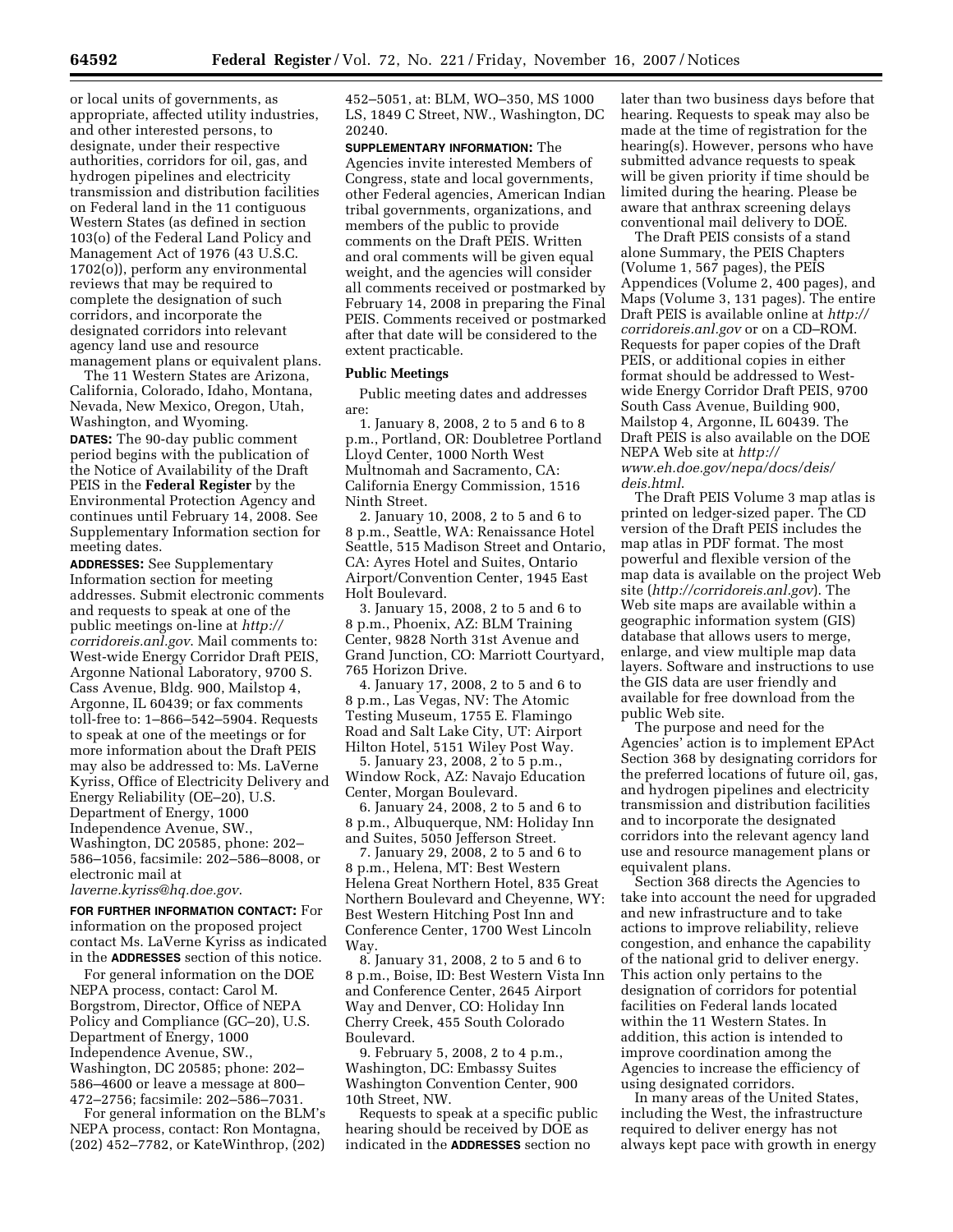or local units of governments, as appropriate, affected utility industries, and other interested persons, to designate, under their respective authorities, corridors for oil, gas, and hydrogen pipelines and electricity transmission and distribution facilities on Federal land in the 11 contiguous Western States (as defined in section 103(o) of the Federal Land Policy and Management Act of 1976 (43 U.S.C. 1702(o)), perform any environmental reviews that may be required to complete the designation of such corridors, and incorporate the designated corridors into relevant agency land use and resource management plans or equivalent plans.

The 11 Western States are Arizona, California, Colorado, Idaho, Montana, Nevada, New Mexico, Oregon, Utah, Washington, and Wyoming.

**DATES:** The 90-day public comment period begins with the publication of the Notice of Availability of the Draft PEIS in the **Federal Register** by the Environmental Protection Agency and continues until February 14, 2008. See Supplementary Information section for meeting dates.

**ADDRESSES:** See Supplementary Information section for meeting addresses. Submit electronic comments and requests to speak at one of the public meetings on-line at *http://corridoreis.anl.gov*. Mail comments to: West-wide Energy Corridor Draft PEIS, Argonne National Laboratory, 9700 S. Cass Avenue, Bldg. 900, Mailstop 4, Argonne, IL 60439; or fax comments toll-free to: 1–866–542–5904. Requests to speak at one of the meetings or for more information about the Draft PEIS may also be addressed to: Ms. LaVerne Kyriss, Office of Electricity Delivery and Energy Reliability (OE–20), U.S. Department of Energy, 1000 Independence Avenue, SW., Washington, DC 20585, phone: 202–586–1056, facsimile: 202–586–8008, or electronic mail at *laverne.kyriss@hq.doe.gov*.

**FOR FURTHER INFORMATION CONTACT:** For information on the proposed project contact Ms. LaVerne Kyriss as indicated in the **ADDRESSES** section of this notice.

For general information on the DOE NEPA process, contact: Carol M. Borgstrom, Director, Office of NEPA Policy and Compliance (GC–20), U.S. Department of Energy, 1000 Independence Avenue, SW., Washington, DC 20585; phone: 202–586–4600 or leave a message at 800–472–2756; facsimile: 202–586–7031.

For general information on the BLM's NEPA process, contact: Ron Montagna, (202) 452–7782, or KateWinthrop, (202) 452–5051, at: BLM, WO–350, MS 1000 LS, 1849 C Street, NW., Washington, DC 20240.

**SUPPLEMENTARY INFORMATION:** The Agencies invite interested Members of Congress, state and local governments, other Federal agencies, American Indian tribal governments, organizations, and members of the public to provide comments on the Draft PEIS. Written and oral comments will be given equal weight, and the agencies will consider all comments received or postmarked by February 14, 2008 in preparing the Final PEIS. Comments received or postmarked after that date will be considered to the extent practicable.

## Public Meetings

Public meeting dates and addresses are:

1. January 8, 2008, 2 to 5 and 6 to 8 p.m., Portland, OR: Doubletree Portland Lloyd Center, 1000 North West Multnomah and Sacramento, CA: California Energy Commission, 1516 Ninth Street.
2. January 10, 2008, 2 to 5 and 6 to 8 p.m., Seattle, WA: Renaissance Hotel Seattle, 515 Madison Street and Ontario, CA: Ayres Hotel and Suites, Ontario Airport/Convention Center, 1945 East Holt Boulevard.
3. January 15, 2008, 2 to 5 and 6 to 8 p.m., Phoenix, AZ: BLM Training Center, 9828 North 31st Avenue and Grand Junction, CO: Marriott Courtyard, 765 Horizon Drive.
4. January 17, 2008, 2 to 5 and 6 to 8 p.m., Las Vegas, NV: The Atomic Testing Museum, 1755 E. Flamingo Road and Salt Lake City, UT: Airport Hilton Hotel, 5151 Wiley Post Way.
5. January 23, 2008, 2 to 5 p.m., Window Rock, AZ: Navajo Education Center, Morgan Boulevard.
6. January 24, 2008, 2 to 5 and 6 to 8 p.m., Albuquerque, NM: Holiday Inn and Suites, 5050 Jefferson Street.
7. January 29, 2008, 2 to 5 and 6 to 8 p.m., Helena, MT: Best Western Helena Great Northern Hotel, 835 Great Northern Boulevard and Cheyenne, WY: Best Western Hitching Post Inn and Conference Center, 1700 West Lincoln Way.
8. January 31, 2008, 2 to 5 and 6 to 8 p.m., Boise, ID: Best Western Vista Inn and Conference Center, 2645 Airport Way and Denver, CO: Holiday Inn Cherry Creek, 455 South Colorado Boulevard.
9. February 5, 2008, 2 to 4 p.m., Washington, DC: Embassy Suites Washington Convention Center, 900 10th Street, NW.

Requests to speak at a specific public hearing should be received by DOE as indicated in the **ADDRESSES** section no later than two business days before that hearing. Requests to speak may also be made at the time of registration for the hearing(s). However, persons who have submitted advance requests to speak will be given priority if time should be limited during the hearing. Please be aware that anthrax screening delays conventional mail delivery to DOE.

The Draft PEIS consists of a stand alone Summary, the PEIS Chapters (Volume 1, 567 pages), the PEIS Appendices (Volume 2, 400 pages), and Maps (Volume 3, 131 pages). The entire Draft PEIS is available online at *http://corridoreis.anl.gov* or on a CD–ROM. Requests for paper copies of the Draft PEIS, or additional copies in either format should be addressed to West-wide Energy Corridor Draft PEIS, 9700 South Cass Avenue, Building 900, Mailstop 4, Argonne, IL 60439. The Draft PEIS is also available on the DOE NEPA Web site at *http://www.eh.doe.gov/nepa/docs/deis/deis.html*.

The Draft PEIS Volume 3 map atlas is printed on ledger-sized paper. The CD version of the Draft PEIS includes the map atlas in PDF format. The most powerful and flexible version of the map data is available on the project Web site (*http://corridoreis.anl.gov*). The Web site maps are available within a geographic information system (GIS) database that allows users to merge, enlarge, and view multiple map data layers. Software and instructions to use the GIS data are user friendly and available for free download from the public Web site.

The purpose and need for the Agencies' action is to implement EPAct Section 368 by designating corridors for the preferred locations of future oil, gas, and hydrogen pipelines and electricity transmission and distribution facilities and to incorporate the designated corridors into the relevant agency land use and resource management plans or equivalent plans.

Section 368 directs the Agencies to take into account the need for upgraded and new infrastructure and to take actions to improve reliability, relieve congestion, and enhance the capability of the national grid to deliver energy. This action only pertains to the designation of corridors for potential facilities on Federal lands located within the 11 Western States. In addition, this action is intended to improve coordination among the Agencies to increase the efficiency of using designated corridors.

In many areas of the United States, including the West, the infrastructure required to deliver energy has not always kept pace with growth in energy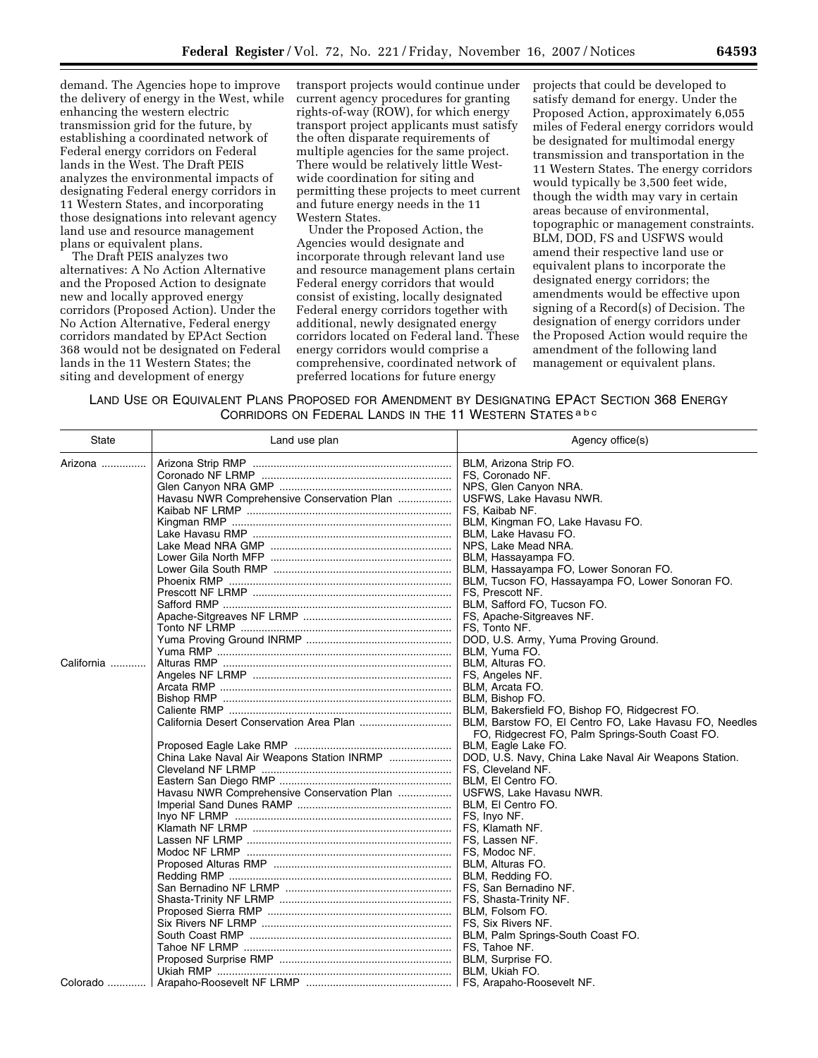demand. The Agencies hope to improve the delivery of energy in the West, while enhancing the western electric transmission grid for the future, by establishing a coordinated network of Federal energy corridors on Federal lands in the West. The Draft PEIS analyzes the environmental impacts of designating Federal energy corridors in 11 Western States, and incorporating those designations into relevant agency land use and resource management plans or equivalent plans.

The Draft PEIS analyzes two alternatives: A No Action Alternative and the Proposed Action to designate new and locally approved energy corridors (Proposed Action). Under the No Action Alternative, Federal energy corridors mandated by EPAct Section 368 would not be designated on Federal lands in the 11 Western States; the siting and development of energy transport projects would continue under current agency procedures for granting rights-of-way (ROW), for which energy transport project applicants must satisfy the often disparate requirements of multiple agencies for the same project. There would be relatively little West-wide coordination for siting and permitting these projects to meet current and future energy needs in the 11 Western States.

Under the Proposed Action, the Agencies would designate and incorporate through relevant land use and resource management plans certain Federal energy corridors that would consist of existing, locally designated Federal energy corridors together with additional, newly designated energy corridors located on Federal land. These energy corridors would comprise a comprehensive, coordinated network of preferred locations for future energy projects that could be developed to satisfy demand for energy. Under the Proposed Action, approximately 6,055 miles of Federal energy corridors would be designated for multimodal energy transmission and transportation in the 11 Western States. The energy corridors would typically be 3,500 feet wide, though the width may vary in certain areas because of environmental, topographic or management constraints. BLM, DOD, FS and USFWS would amend their respective land use or equivalent plans to incorporate the designated energy corridors; the amendments would be effective upon signing of a Record(s) of Decision. The designation of energy corridors under the Proposed Action would require the amendment of the following land management or equivalent plans.

LAND USE OR EQUIVALENT PLANS PROPOSED FOR AMENDMENT BY DESIGNATING EPACT SECTION 368 ENERGY CORRIDORS ON FEDERAL LANDS IN THE 11 WESTERN STATES [a b c]

| State | Land use plan | Agency office(s) |
|---|---|---|
| Arizona | Arizona Strip RMP | BLM, Arizona Strip FO. |
| | Coronado NF LRMP | FS, Coronado NF. |
| | Glen Canyon NRA GMP | NPS, Glen Canyon NRA. |
| | Havasu NWR Comprehensive Conservation Plan | USFWS, Lake Havasu NWR. |
| | Kaibab NF LRMP | FS, Kaibab NF. |
| | Kingman RMP | BLM, Kingman FO, Lake Havasu FO. |
| | Lake Havasu RMP | BLM, Lake Havasu FO. |
| | Lake Mead NRA GMP | NPS, Lake Mead NRA. |
| | Lower Gila North MFP | BLM, Hassayampa FO. |
| | Lower Gila South RMP | BLM, Hassayampa FO, Lower Sonoran FO. |
| | Phoenix RMP | BLM, Tucson FO, Hassayampa FO, Lower Sonoran FO. |
| | Prescott NF LRMP | FS, Prescott NF. |
| | Safford RMP | BLM, Safford FO, Tucson FO. |
| | Apache-Sitgreaves NF LRMP | FS, Apache-Sitgreaves NF. |
| | Tonto NF LRMP | FS, Tonto NF. |
| | Yuma Proving Ground INRMP | DOD, U.S. Army, Yuma Proving Ground. |
| | Yuma RMP | BLM, Yuma FO. |
| California | Alturas RMP | BLM, Alturas FO. |
| | Angeles NF LRMP | FS, Angeles NF. |
| | Arcata RMP | BLM, Arcata FO. |
| | Bishop RMP | BLM, Bishop FO. |
| | Caliente RMP | BLM, Bakersfield FO, Bishop FO, Ridgecrest FO. |
| | California Desert Conservation Area Plan | BLM, Barstow FO, El Centro FO, Lake Havasu FO, Needles FO, Ridgecrest FO, Palm Springs-South Coast FO. |
| | Proposed Eagle Lake RMP | BLM, Eagle Lake FO. |
| | China Lake Naval Air Weapons Station INRMP | DOD, U.S. Navy, China Lake Naval Air Weapons Station. |
| | Cleveland NF LRMP | FS, Cleveland NF. |
| | Eastern San Diego RMP | BLM, El Centro FO. |
| | Havasu NWR Comprehensive Conservation Plan | USFWS, Lake Havasu NWR. |
| | Imperial Sand Dunes RAMP | BLM, El Centro FO. |
| | Inyo NF LRMP | FS, Inyo NF. |
| | Klamath NF LRMP | FS, Klamath NF. |
| | Lassen NF LRMP | FS, Lassen NF. |
| | Modoc NF LRMP | FS, Modoc NF. |
| | Proposed Alturas RMP | BLM, Alturas FO. |
| | Redding RMP | BLM, Redding FO. |
| | San Bernadino NF LRMP | FS, San Bernadino NF. |
| | Shasta-Trinity NF LRMP | FS, Shasta-Trinity NF. |
| | Proposed Sierra RMP | BLM, Folsom FO. |
| | Six Rivers NF LRMP | FS, Six Rivers NF. |
| | South Coast RMP | BLM, Palm Springs-South Coast FO. |
| | Tahoe NF LRMP | FS, Tahoe NF. |
| | Proposed Surprise RMP | BLM, Surprise FO. |
| | Ukiah RMP | BLM, Ukiah FO. |
| Colorado | Arapaho-Roosevelt NF LRMP | FS, Arapaho-Roosevelt NF. |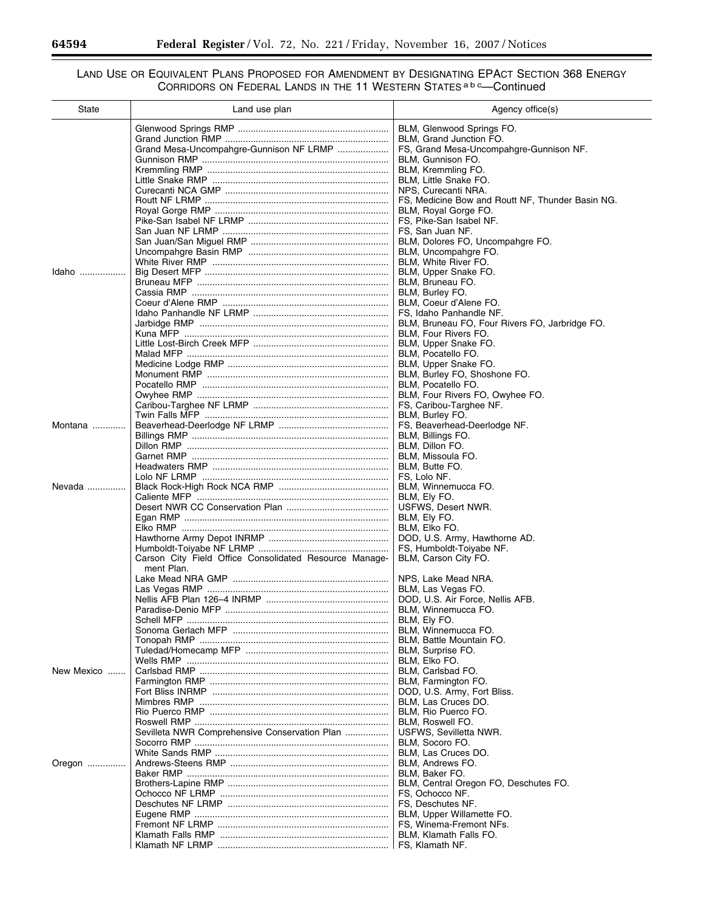LAND USE OR EQUIVALENT PLANS PROPOSED FOR AMENDMENT BY DESIGNATING EPACT SECTION 368 ENERGY CORRIDORS ON FEDERAL LANDS IN THE 11 WESTERN STATES [a b c]—Continued

| State | Land use plan | Agency office(s) |
|---|---|---|
| | Glenwood Springs RMP | BLM, Glenwood Springs FO. |
| | Grand Junction RMP | BLM, Grand Junction FO. |
| | Grand Mesa-Uncompahgre-Gunnison NF LRMP | FS, Grand Mesa-Uncompahgre-Gunnison NF. |
| | Gunnison RMP | BLM, Gunnison FO. |
| | Kremmling RMP | BLM, Kremmling FO. |
| | Little Snake RMP | BLM, Little Snake FO. |
| | Curecanti NCA GMP | NPS, Curecanti NRA. |
| | Routt NF LRMP | FS, Medicine Bow and Routt NF, Thunder Basin NG. |
| | Royal Gorge RMP | BLM, Royal Gorge FO. |
| | Pike-San Isabel NF LRMP | FS, Pike-San Isabel NF. |
| | San Juan NF LRMP | FS, San Juan NF. |
| | San Juan/San Miguel RMP | BLM, Dolores FO, Uncompahgre FO. |
| | Uncompahgre Basin RMP | BLM, Uncompahgre FO. |
| | White River RMP | BLM, White River FO. |
| Idaho | Big Desert MFP | BLM, Upper Snake FO. |
| | Bruneau MFP | BLM, Bruneau FO. |
| | Cassia RMP | BLM, Burley FO. |
| | Coeur d'Alene RMP | BLM, Coeur d'Alene FO. |
| | Idaho Panhandle NF LRMP | FS, Idaho Panhandle NF. |
| | Jarbidge RMP | BLM, Bruneau FO, Four Rivers FO, Jarbridge FO. |
| | Kuna MFP | BLM, Four Rivers FO. |
| | Little Lost-Birch Creek MFP | BLM, Upper Snake FO. |
| | Malad MFP | BLM, Pocatello FO. |
| | Medicine Lodge RMP | BLM, Upper Snake FO. |
| | Monument RMP | BLM, Burley FO, Shoshone FO. |
| | Pocatello RMP | BLM, Pocatello FO. |
| | Owyhee RMP | BLM, Four Rivers FO, Owyhee FO. |
| | Caribou-Targhee NF LRMP | FS, Caribou-Targhee NF. |
| | Twin Falls MFP | BLM, Burley FO. |
| Montana | Beaverhead-Deerlodge NF LRMP | FS, Beaverhead-Deerlodge NF. |
| | Billings RMP | BLM, Billings FO. |
| | Dillon RMP | BLM, Dillon FO. |
| | Garnet RMP | BLM, Missoula FO. |
| | Headwaters RMP | BLM, Butte FO. |
| | Lolo NF LRMP | FS, Lolo NF. |
| Nevada | Black Rock-High Rock NCA RMP | BLM, Winnemucca FO. |
| | Caliente MFP | BLM, Ely FO. |
| | Desert NWR CC Conservation Plan | USFWS, Desert NWR. |
| | Egan RMP | BLM, Ely FO. |
| | Elko RMP | BLM, Elko FO. |
| | Hawthorne Army Depot INRMP | DOD, U.S. Army, Hawthorne AD. |
| | Humboldt-Toiyabe NF LRMP | FS, Humboldt-Toiyabe NF. |
| | Carson City Field Office Consolidated Resource Management Plan. | BLM, Carson City FO. |
| | Lake Mead NRA GMP | NPS, Lake Mead NRA. |
| | Las Vegas RMP | BLM, Las Vegas FO. |
| | Nellis AFB Plan 126–4 INRMP | DOD, U.S. Air Force, Nellis AFB. |
| | Paradise-Denio MFP | BLM, Winnemucca FO. |
| | Schell MFP | BLM, Ely FO. |
| | Sonoma Gerlach MFP | BLM, Winnemucca FO. |
| | Tonopah RMP | BLM, Battle Mountain FO. |
| | Tuledad/Homecamp MFP | BLM, Surprise FO. |
| | Wells RMP | BLM, Elko FO. |
| New Mexico | Carlsbad RMP | BLM, Carlsbad FO. |
| | Farmington RMP | BLM, Farmington FO. |
| | Fort Bliss INRMP | DOD, U.S. Army, Fort Bliss. |
| | Mimbres RMP | BLM, Las Cruces DO. |
| | Rio Puerco RMP | BLM, Rio Puerco FO. |
| | Roswell RMP | BLM, Roswell FO. |
| | Sevilleta NWR Comprehensive Conservation Plan | USFWS, Sevilletta NWR. |
| | Socorro RMP | BLM, Socoro FO. |
| | White Sands RMP | BLM, Las Cruces DO. |
| Oregon | Andrews-Steens RMP | BLM, Andrews FO. |
| | Baker RMP | BLM, Baker FO. |
| | Brothers-Lapine RMP | BLM, Central Oregon FO, Deschutes FO. |
| | Ochocco NF LRMP | FS, Ochocco NF. |
| | Deschutes NF LRMP | FS, Deschutes NF. |
| | Eugene RMP | BLM, Upper Willamette FO. |
| | Fremont NF LRMP | FS, Winema-Fremont NFs. |
| | Klamath Falls RMP | BLM, Klamath Falls FO. |
| | Klamath NF LRMP | FS, Klamath NF. |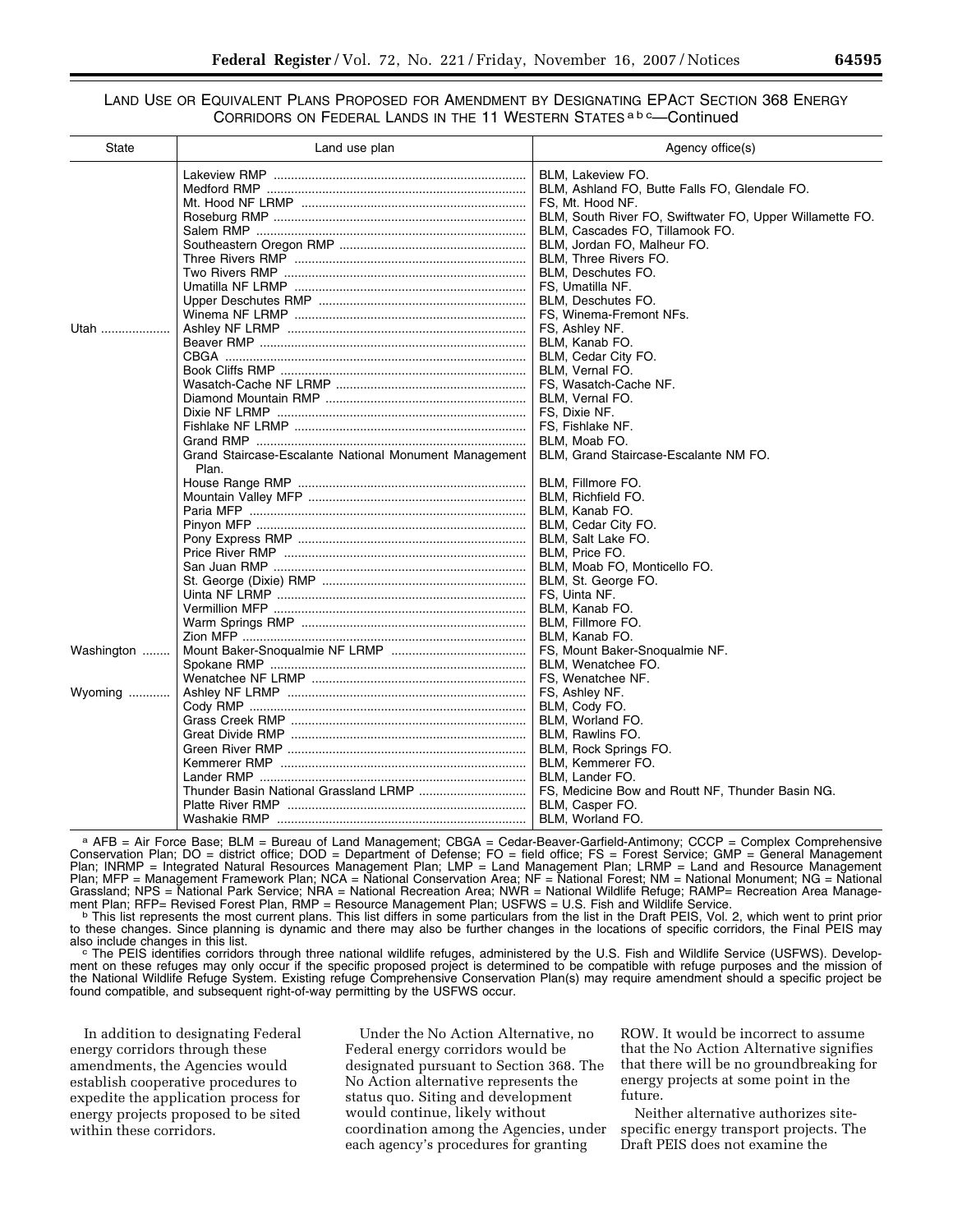LAND USE OR EQUIVALENT PLANS PROPOSED FOR AMENDMENT BY DESIGNATING EPACT SECTION 368 ENERGY CORRIDORS ON FEDERAL LANDS IN THE 11 WESTERN STATES [a b c]—Continued

| State | Land use plan | Agency office(s) |
|---|---|---|
| | Lakeview RMP | BLM, Lakeview FO. |
| | Medford RMP | BLM, Ashland FO, Butte Falls FO, Glendale FO. |
| | Mt. Hood NF LRMP | FS, Mt. Hood NF. |
| | Roseburg RMP | BLM, South River FO, Swiftwater FO, Upper Willamette FO. |
| | Salem RMP | BLM, Cascades FO, Tillamook FO. |
| | Southeastern Oregon RMP | BLM, Jordan FO, Malheur FO. |
| | Three Rivers RMP | BLM, Three Rivers FO. |
| | Two Rivers RMP | BLM, Deschutes FO. |
| | Umatilla NF LRMP | FS, Umatilla NF. |
| | Upper Deschutes RMP | BLM, Deschutes FO. |
| | Winema NF LRMP | FS, Winema-Fremont NFs. |
| Utah | Ashley NF LRMP | FS, Ashley NF. |
| | Beaver RMP | BLM, Kanab FO. |
| | CBGA | BLM, Cedar City FO. |
| | Book Cliffs RMP | BLM, Vernal FO. |
| | Wasatch-Cache NF LRMP | FS, Wasatch-Cache NF. |
| | Diamond Mountain RMP | BLM, Vernal FO. |
| | Dixie NF LRMP | FS, Dixie NF. |
| | Fishlake NF LRMP | FS, Fishlake NF. |
| | Grand RMP | BLM, Moab FO. |
| | Grand Staircase-Escalante National Monument Management Plan. | BLM, Grand Staircase-Escalante NM FO. |
| | House Range RMP | BLM, Fillmore FO. |
| | Mountain Valley MFP | BLM, Richfield FO. |
| | Paria MFP | BLM, Kanab FO. |
| | Pinyon MFP | BLM, Cedar City FO. |
| | Pony Express RMP | BLM, Salt Lake FO. |
| | Price River RMP | BLM, Price FO. |
| | San Juan RMP | BLM, Moab FO, Monticello FO. |
| | St. George (Dixie) RMP | BLM, St. George FO. |
| | Uinta NF LRMP | FS, Uinta NF. |
| | Vermillion MFP | BLM, Kanab FO. |
| | Warm Springs RMP | BLM, Fillmore FO. |
| | Zion MFP | BLM, Kanab FO. |
| Washington | Mount Baker-Snoqualmie NF LRMP | FS, Mount Baker-Snoqualmie NF. |
| | Spokane RMP | BLM, Wenatchee FO. |
| | Wenatchee NF LRMP | FS, Wenatchee NF. |
| Wyoming | Ashley NF LRMP | FS, Ashley NF. |
| | Cody RMP | BLM, Cody FO. |
| | Grass Creek RMP | BLM, Worland FO. |
| | Great Divide RMP | BLM, Rawlins FO. |
| | Green River RMP | BLM, Rock Springs FO. |
| | Kemmerer RMP | BLM, Kemmerer FO. |
| | Lander RMP | BLM, Lander FO. |
| | Thunder Basin National Grassland LRMP | FS, Medicine Bow and Routt NF, Thunder Basin NG. |
| | Platte River RMP | BLM, Casper FO. |
| | Washakie RMP | BLM, Worland FO. |

[a] AFB = Air Force Base; BLM = Bureau of Land Management; CBGA = Cedar-Beaver-Garfield-Antimony; CCCP = Complex Comprehensive Conservation Plan; DO = district office; DOD = Department of Defense; FO = field office; FS = Forest Service; GMP = General Management Plan; INRMP = Integrated Natural Resources Management Plan; LMP = Land Management Plan; LRMP = Land and Resource Management Plan; MFP = Management Framework Plan; NCA = National Conservation Area; NF = National Forest; NM = National Monument; NG = National Grassland; NPS = National Park Service; NRA = National Recreation Area; NWR = National Wildlife Refuge; RAMP= Recreation Area Management Plan; RFP= Revised Forest Plan, RMP = Resource Management Plan; USFWS = U.S. Fish and Wildlife Service.

[b] This list represents the most current plans. This list differs in some particulars from the list in the Draft PEIS, Vol. 2, which went to print prior to these changes. Since planning is dynamic and there may also be further changes in the locations of specific corridors, the Final PEIS may also include changes in this list.

[c] The PEIS identifies corridors through three national wildlife refuges, administered by the U.S. Fish and Wildlife Service (USFWS). Development on these refuges may only occur if the specific proposed project is determined to be compatible with refuge purposes and the mission of the National Wildlife Refuge System. Existing refuge Comprehensive Conservation Plan(s) may require amendment should a specific project be found compatible, and subsequent right-of-way permitting by the USFWS occur.

In addition to designating Federal energy corridors through these amendments, the Agencies would establish cooperative procedures to expedite the application process for energy projects proposed to be sited within these corridors.

Under the No Action Alternative, no Federal energy corridors would be designated pursuant to Section 368. The No Action alternative represents the status quo. Siting and development would continue, likely without coordination among the Agencies, under each agency's procedures for granting ROW. It would be incorrect to assume that the No Action Alternative signifies that there will be no groundbreaking for energy projects at some point in the future.

Neither alternative authorizes site-specific energy transport projects. The Draft PEIS does not examine the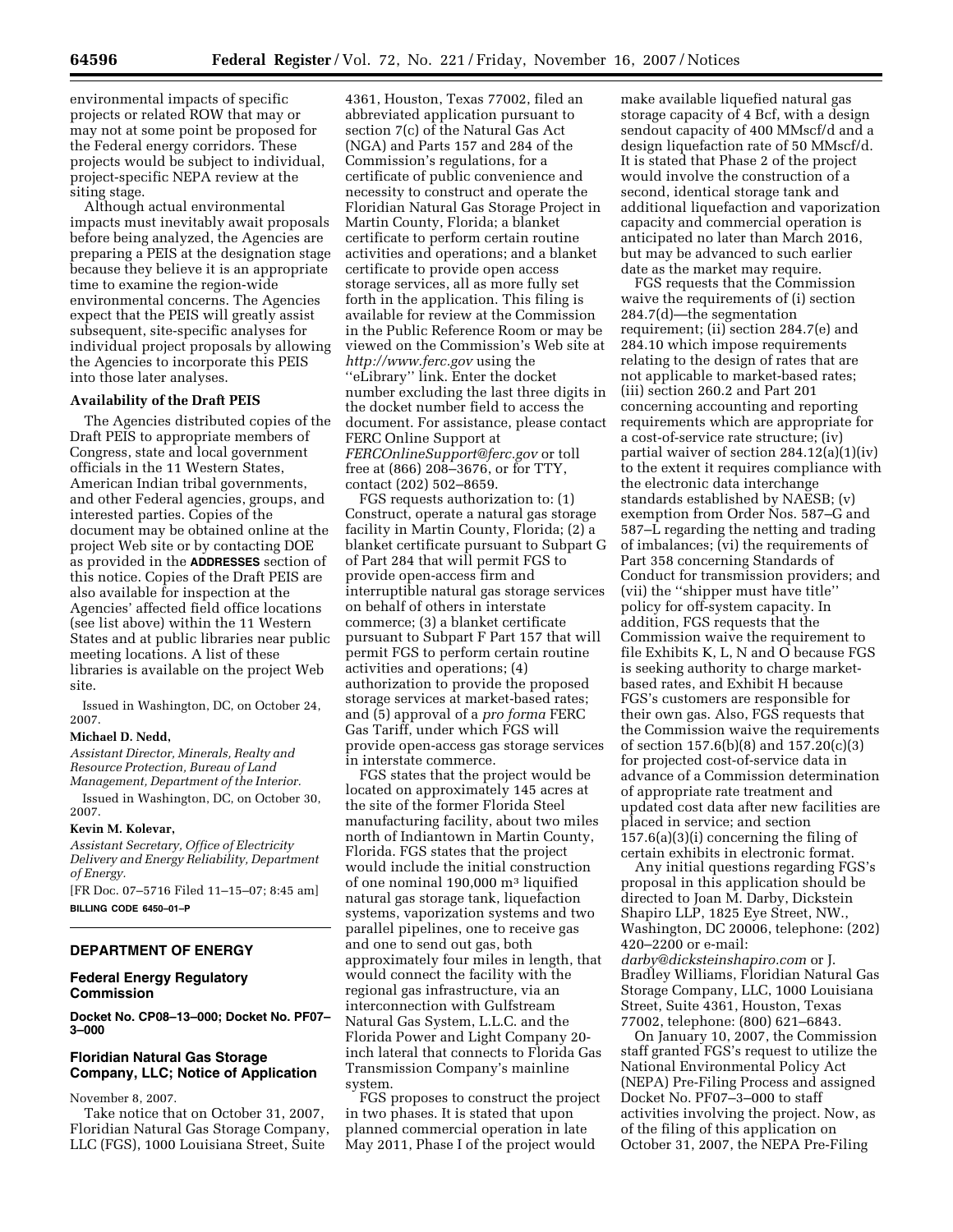environmental impacts of specific projects or related ROW that may or may not at some point be proposed for the Federal energy corridors. These projects would be subject to individual, project-specific NEPA review at the siting stage.

Although actual environmental impacts must inevitably await proposals before being analyzed, the Agencies are preparing a PEIS at the designation stage because they believe it is an appropriate time to examine the region-wide environmental concerns. The Agencies expect that the PEIS will greatly assist subsequent, site-specific analyses for individual project proposals by allowing the Agencies to incorporate this PEIS into those later analyses.

**Availability of the Draft PEIS**

The Agencies distributed copies of the Draft PEIS to appropriate members of Congress, state and local government officials in the 11 Western States, American Indian tribal governments, and other Federal agencies, groups, and interested parties. Copies of the document may be obtained online at the project Web site or by contacting DOE as provided in the **ADDRESSES** section of this notice. Copies of the Draft PEIS are also available for inspection at the Agencies' affected field office locations (see list above) within the 11 Western States and at public libraries near public meeting locations. A list of these libraries is available on the project Web site.

Issued in Washington, DC, on October 24, 2007.

**Michael D. Nedd,**

*Assistant Director, Minerals, Realty and Resource Protection, Bureau of Land Management, Department of the Interior.*

Issued in Washington, DC, on October 30, 2007.

**Kevin M. Kolevar,**

*Assistant Secretary, Office of Electricity Delivery and Energy Reliability, Department of Energy.*

[FR Doc. 07–5716 Filed 11–15–07; 8:45 am]

**BILLING CODE 6450–01–P**

## DEPARTMENT OF ENERGY

### Federal Energy Regulatory Commission

**Docket No. CP08–13–000; Docket No. PF07–3–000**

### Floridian Natural Gas Storage Company, LLC; Notice of Application

November 8, 2007.

Take notice that on October 31, 2007, Floridian Natural Gas Storage Company, LLC (FGS), 1000 Louisiana Street, Suite 4361, Houston, Texas 77002, filed an abbreviated application pursuant to section 7(c) of the Natural Gas Act (NGA) and Parts 157 and 284 of the Commission's regulations, for a certificate of public convenience and necessity to construct and operate the Floridian Natural Gas Storage Project in Martin County, Florida; a blanket certificate to perform certain routine activities and operations; and a blanket certificate to provide open access storage services, all as more fully set forth in the application. This filing is available for review at the Commission in the Public Reference Room or may be viewed on the Commission's Web site at *http://www.ferc.gov* using the "eLibrary" link. Enter the docket number excluding the last three digits in the docket number field to access the document. For assistance, please contact FERC Online Support at *FERCOnlineSupport@ferc.gov* or toll free at (866) 208–3676, or for TTY, contact (202) 502–8659.

FGS requests authorization to: (1) Construct, operate a natural gas storage facility in Martin County, Florida; (2) a blanket certificate pursuant to Subpart G of Part 284 that will permit FGS to provide open-access firm and interruptible natural gas storage services on behalf of others in interstate commerce; (3) a blanket certificate pursuant to Subpart F Part 157 that will permit FGS to perform certain routine activities and operations; (4) authorization to provide the proposed storage services at market-based rates; and (5) approval of a *pro forma* FERC Gas Tariff, under which FGS will provide open-access gas storage services in interstate commerce.

FGS states that the project would be located on approximately 145 acres at the site of the former Florida Steel manufacturing facility, about two miles north of Indiantown in Martin County, Florida. FGS states that the project would include the initial construction of one nominal 190,000 $m^3$ liquified natural gas storage tank, liquefaction systems, vaporization systems and two parallel pipelines, one to receive gas and one to send out gas, both approximately four miles in length, that would connect the facility with the regional gas infrastructure, via an interconnection with Gulfstream Natural Gas System, L.L.C. and the Florida Power and Light Company 20-inch lateral that connects to Florida Gas Transmission Company's mainline system.

FGS proposes to construct the project in two phases. It is stated that upon planned commercial operation in late May 2011, Phase I of the project would make available liquefied natural gas storage capacity of 4 Bcf, with a design sendout capacity of 400 MMscf/d and a design liquefaction rate of 50 MMscf/d. It is stated that Phase 2 of the project would involve the construction of a second, identical storage tank and additional liquefaction and vaporization capacity and commercial operation is anticipated no later than March 2016, but may be advanced to such earlier date as the market may require.

FGS requests that the Commission waive the requirements of (i) section 284.7(d)—the segmentation requirement; (ii) section 284.7(e) and 284.10 which impose requirements relating to the design of rates that are not applicable to market-based rates; (iii) section 260.2 and Part 201 concerning accounting and reporting requirements which are appropriate for a cost-of-service rate structure; (iv) partial waiver of section 284.12(a)(1)(iv) to the extent it requires compliance with the electronic data interchange standards established by NAESB; (v) exemption from Order Nos. 587–G and 587–L regarding the netting and trading of imbalances; (vi) the requirements of Part 358 concerning Standards of Conduct for transmission providers; and (vii) the "shipper must have title" policy for off-system capacity. In addition, FGS requests that the Commission waive the requirement to file Exhibits K, L, N and O because FGS is seeking authority to charge market-based rates, and Exhibit H because FGS's customers are responsible for their own gas. Also, FGS requests that the Commission waive the requirements of section 157.6(b)(8) and 157.20(c)(3) for projected cost-of-service data in advance of a Commission determination of appropriate rate treatment and updated cost data after new facilities are placed in service; and section 157.6(a)(3)(i) concerning the filing of certain exhibits in electronic format.

Any initial questions regarding FGS's proposal in this application should be directed to Joan M. Darby, Dickstein Shapiro LLP, 1825 Eye Street, NW., Washington, DC 20006, telephone: (202) 420–2200 or e-mail: *darby@dicksteinshapiro.com* or J. Bradley Williams, Floridian Natural Gas Storage Company, LLC, 1000 Louisiana Street, Suite 4361, Houston, Texas 77002, telephone: (800) 621–6843.

On January 10, 2007, the Commission staff granted FGS's request to utilize the National Environmental Policy Act (NEPA) Pre-Filing Process and assigned Docket No. PF07–3–000 to staff activities involving the project. Now, as of the filing of this application on October 31, 2007, the NEPA Pre-Filing